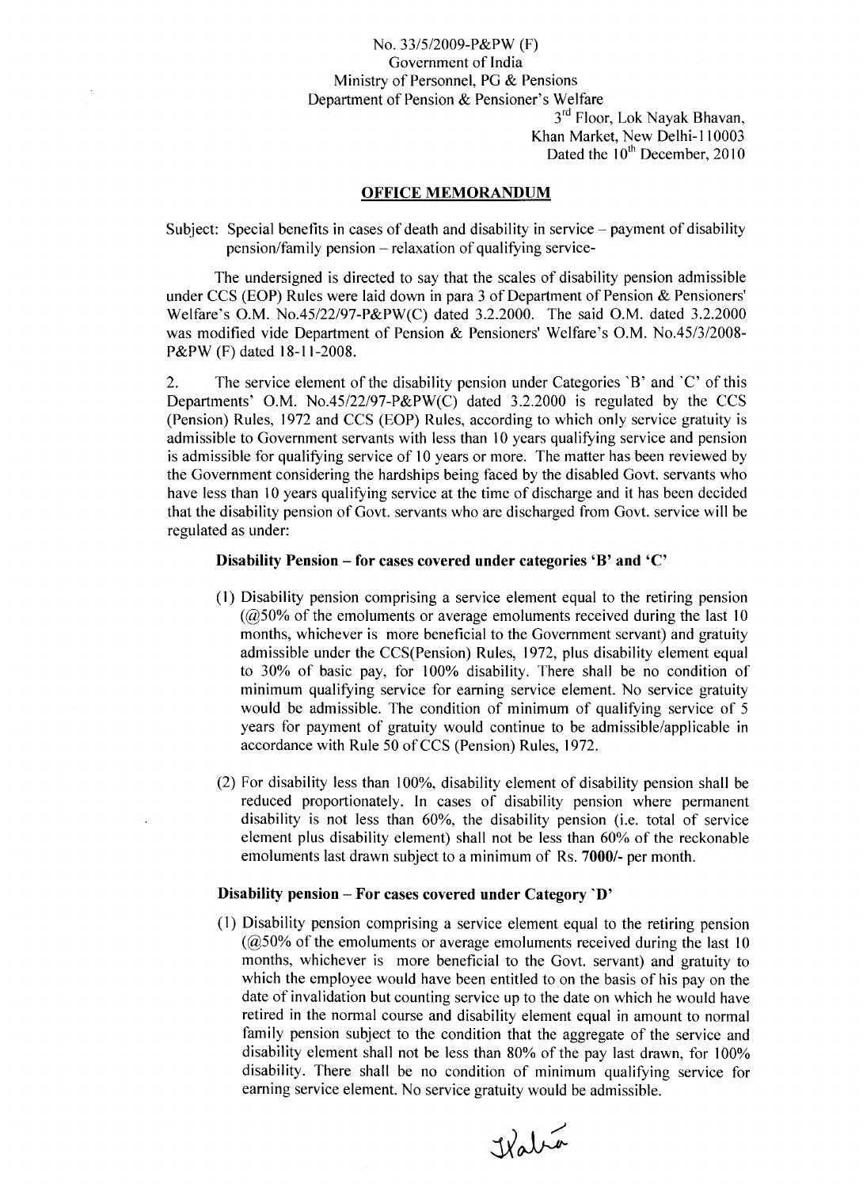No. 33/5/2009-P&PW (F)
Government of India
Ministry of Personnel, PG & Pensions
Department of Pension & Pensioner's Welfare

3rd Floor, Lok Nayak Bhavan,
Khan Market, New Delhi-110003
Dated the 10th December, 2010

## OFFICE MEMORANDUM

Subject: Special benefits in cases of death and disability in service – payment of disability pension/family pension – relaxation of qualifying service-

The undersigned is directed to say that the scales of disability pension admissible under CCS (EOP) Rules were laid down in para 3 of Department of Pension & Pensioners' Welfare's O.M. No.45/22/97-P&PW(C) dated 3.2.2000. The said O.M. dated 3.2.2000 was modified vide Department of Pension & Pensioners' Welfare's O.M. No.45/3/2008-P&PW (F) dated 18-11-2008.

2. The service element of the disability pension under Categories 'B' and 'C' of this Departments' O.M. No.45/22/97-P&PW(C) dated 3.2.2000 is regulated by the CCS (Pension) Rules, 1972 and CCS (EOP) Rules, according to which only service gratuity is admissible to Government servants with less than 10 years qualifying service and pension is admissible for qualifying service of 10 years or more. The matter has been reviewed by the Government considering the hardships being faced by the disabled Govt. servants who have less than 10 years qualifying service at the time of discharge and it has been decided that the disability pension of Govt. servants who are discharged from Govt. service will be regulated as under:

**Disability Pension – for cases covered under categories 'B' and 'C'**

(1) Disability pension comprising a service element equal to the retiring pension (@50% of the emoluments or average emoluments received during the last 10 months, whichever is more beneficial to the Government servant) and gratuity admissible under the CCS(Pension) Rules, 1972, plus disability element equal to 30% of basic pay, for 100% disability. There shall be no condition of minimum qualifying service for earning service element. No service gratuity would be admissible. The condition of minimum of qualifying service of 5 years for payment of gratuity would continue to be admissible/applicable in accordance with Rule 50 of CCS (Pension) Rules, 1972.

(2) For disability less than 100%, disability element of disability pension shall be reduced proportionately. In cases of disability pension where permanent disability is not less than 60%, the disability pension (i.e. total of service element plus disability element) shall not be less than 60% of the reckonable emoluments last drawn subject to a minimum of Rs. **7000/-** per month.

**Disability pension – For cases covered under Category 'D'**

(1) Disability pension comprising a service element equal to the retiring pension (@50% of the emoluments or average emoluments received during the last 10 months, whichever is more beneficial to the Govt. servant) and gratuity to which the employee would have been entitled to on the basis of his pay on the date of invalidation but counting service up to the date on which he would have retired in the normal course and disability element equal in amount to normal family pension subject to the condition that the aggregate of the service and disability element shall not be less than 80% of the pay last drawn, for 100% disability. There shall be no condition of minimum qualifying service for earning service element. No service gratuity would be admissible.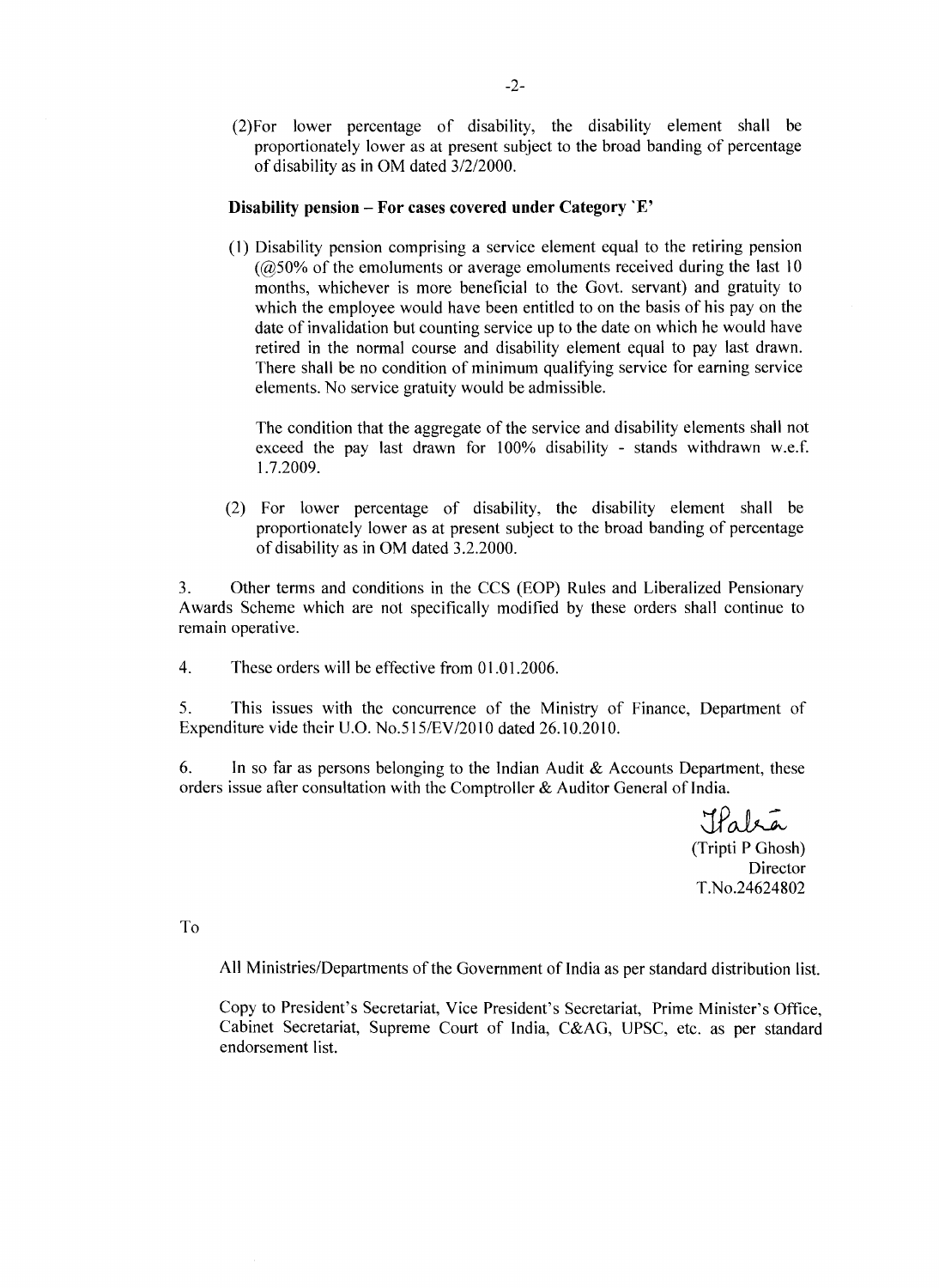(2)For lower percentage of disability, the disability element shall be proportionately lower as at present subject to the broad banding of percentage of disability as in OM dated 3/2/2000.

**Disability pension – For cases covered under Category `E'**

(1) Disability pension comprising a service element equal to the retiring pension (@50% of the emoluments or average emoluments received during the last 10 months, whichever is more beneficial to the Govt. servant) and gratuity to which the employee would have been entitled to on the basis of his pay on the date of invalidation but counting service up to the date on which he would have retired in the normal course and disability element equal to pay last drawn. There shall be no condition of minimum qualifying service for earning service elements. No service gratuity would be admissible.

The condition that the aggregate of the service and disability elements shall not exceed the pay last drawn for 100% disability - stands withdrawn w.e.f. 1.7.2009.

(2) For lower percentage of disability, the disability element shall be proportionately lower as at present subject to the broad banding of percentage of disability as in OM dated 3.2.2000.

3. Other terms and conditions in the CCS (EOP) Rules and Liberalized Pensionary Awards Scheme which are not specifically modified by these orders shall continue to remain operative.

4. These orders will be effective from 01.01.2006.

5. This issues with the concurrence of the Ministry of Finance, Department of Expenditure vide their U.O. No.515/EV/2010 dated 26.10.2010.

6. In so far as persons belonging to the Indian Audit & Accounts Department, these orders issue after consultation with the Comptroller & Auditor General of India.

(Tripti P Ghosh)
Director
T.No.24624802

To

All Ministries/Departments of the Government of India as per standard distribution list.

Copy to President's Secretariat, Vice President's Secretariat, Prime Minister's Office, Cabinet Secretariat, Supreme Court of India, C&AG, UPSC, etc. as per standard endorsement list.